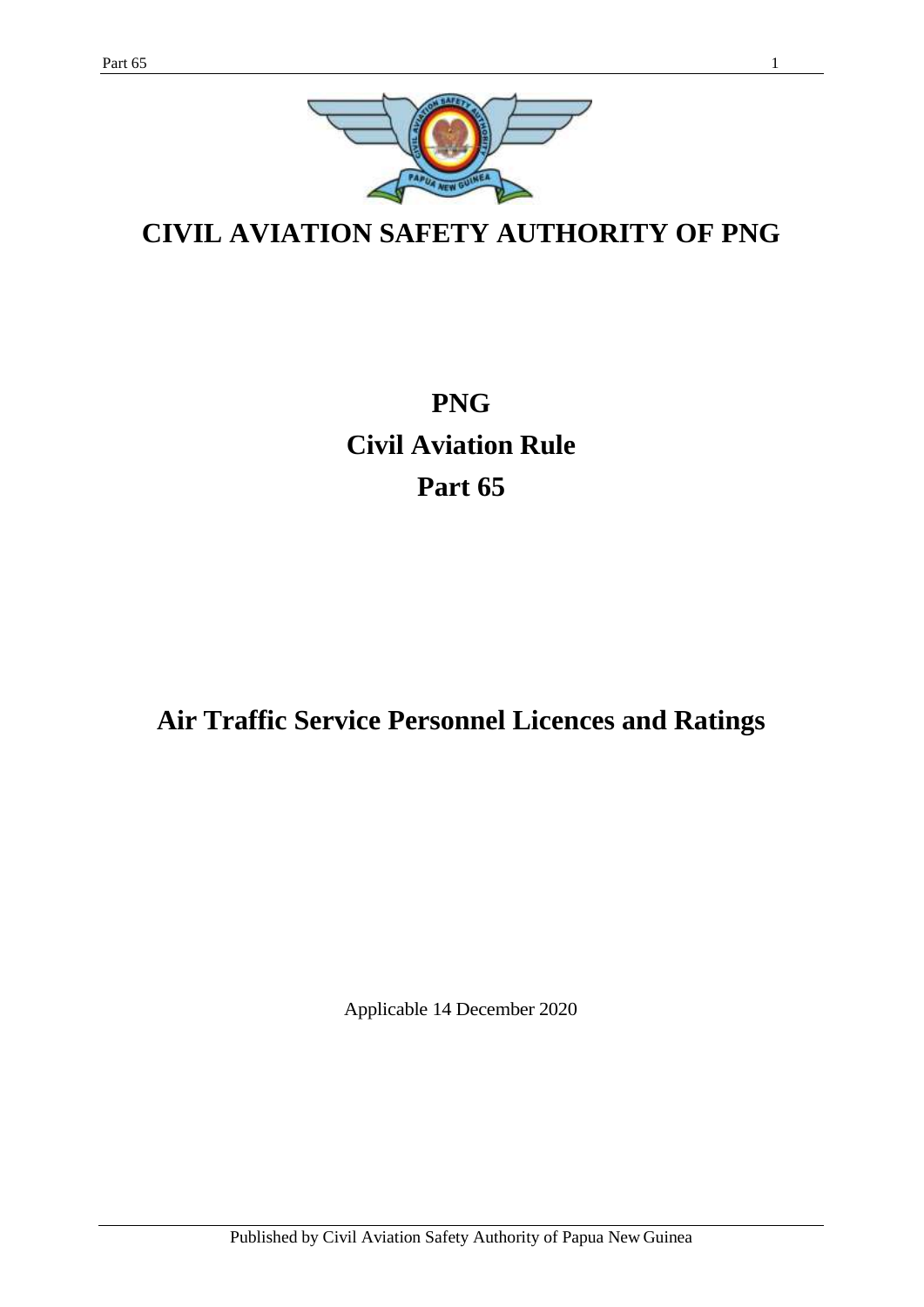# CIVIL AVIATION SAFETY AUTHORITY OF PNG

# PNG
# Civil Aviation Rule
# Part 65

## Air Traffic Service Personnel Licences and Ratings

Applicable 14 December 2020

Published by Civil Aviation Safety Authority of Papua New Guinea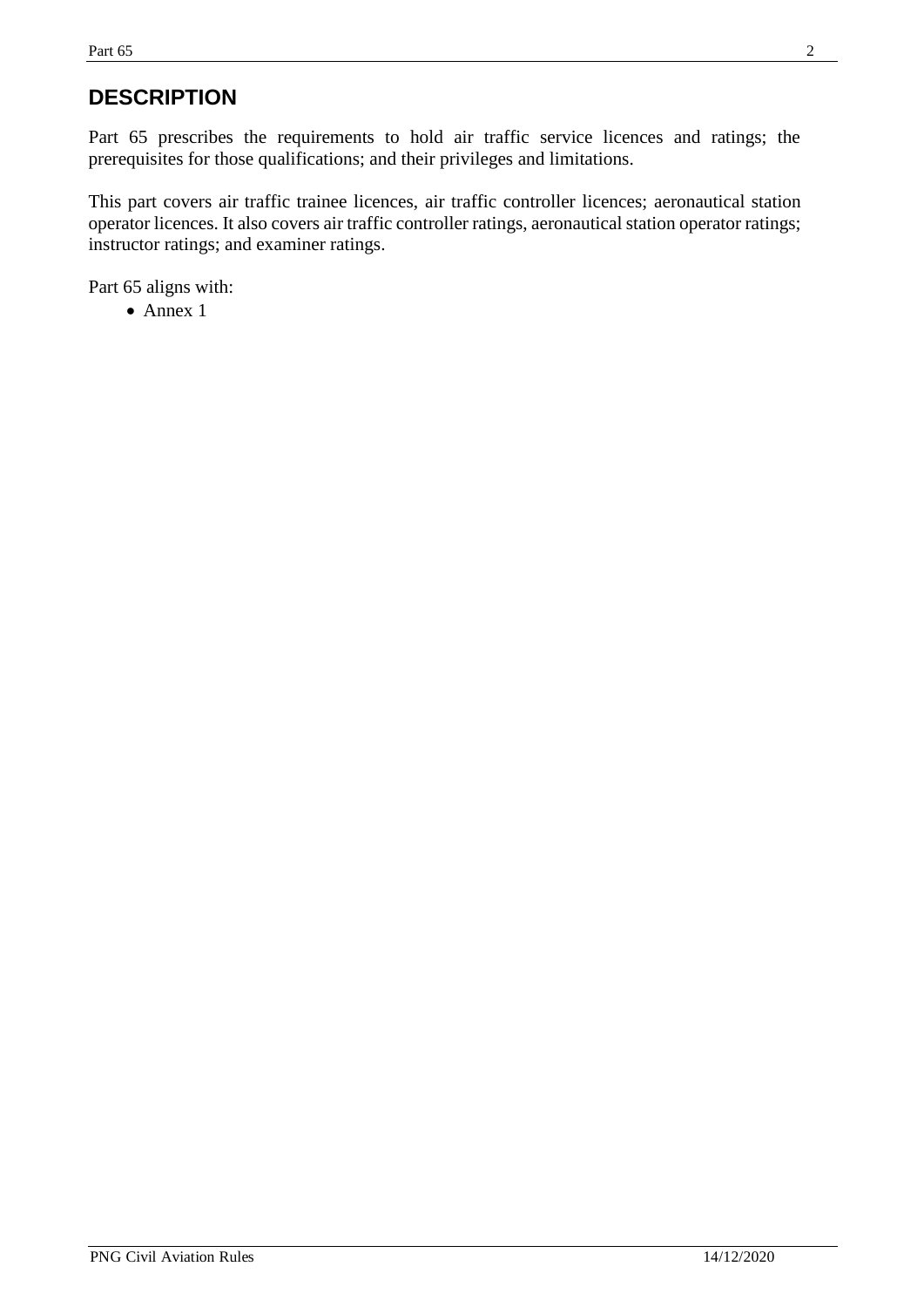# DESCRIPTION

Part 65 prescribes the requirements to hold air traffic service licences and ratings; the prerequisites for those qualifications; and their privileges and limitations.

This part covers air traffic trainee licences, air traffic controller licences; aeronautical station operator licences. It also covers air traffic controller ratings, aeronautical station operator ratings; instructor ratings; and examiner ratings.

Part 65 aligns with:

- Annex 1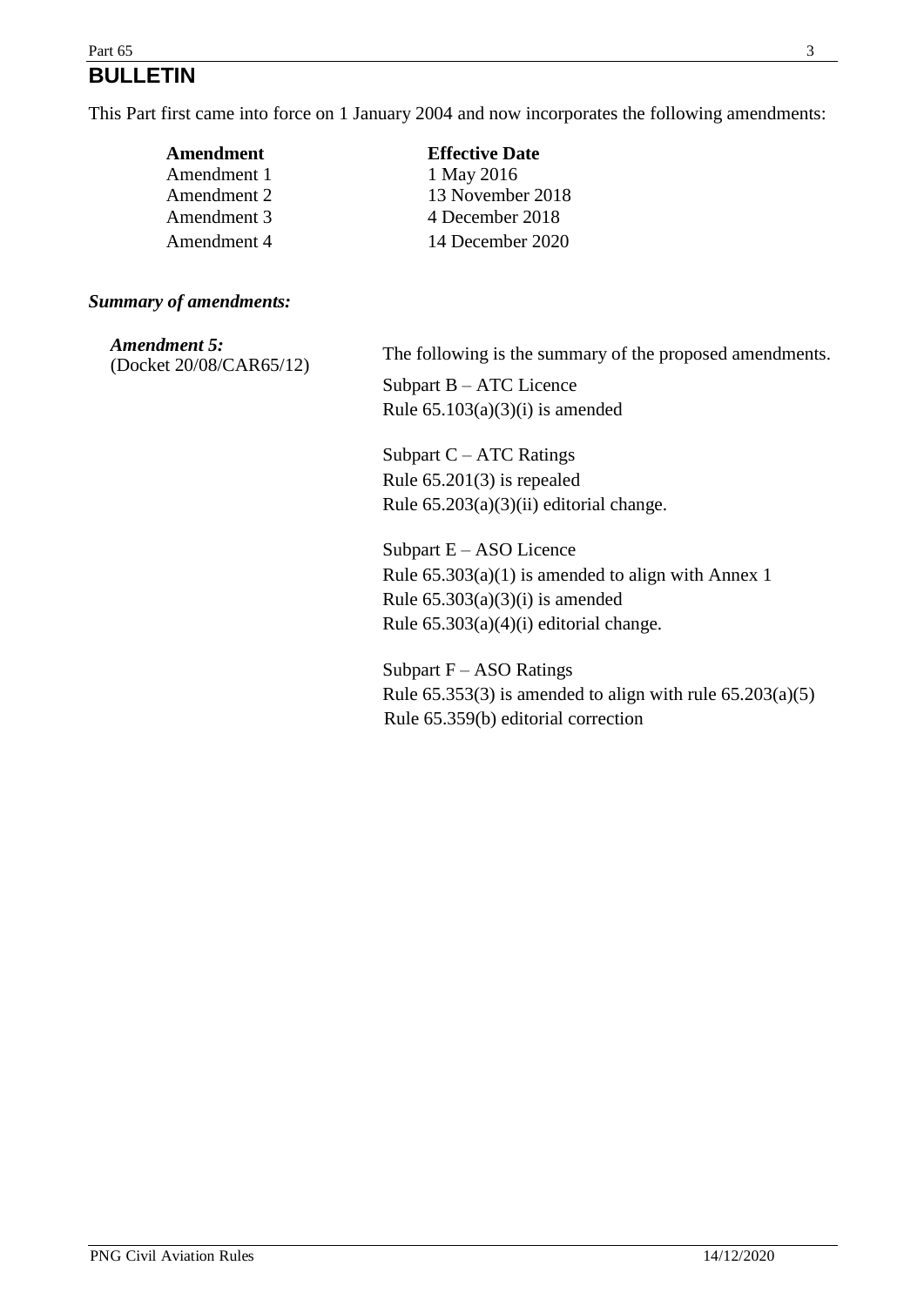# BULLETIN

This Part first came into force on 1 January 2004 and now incorporates the following amendments:

| Amendment | Effective Date |
| --- | --- |
| Amendment 1 | 1 May 2016 |
| Amendment 2 | 13 November 2018 |
| Amendment 3 | 4 December 2018 |
| Amendment 4 | 14 December 2020 |

***Summary of amendments:***

***Amendment 5:***
(Docket 20/08/CAR65/12)

The following is the summary of the proposed amendments.

Subpart B – ATC Licence
Rule 65.103(a)(3)(i) is amended

Subpart C – ATC Ratings
Rule 65.201(3) is repealed
Rule 65.203(a)(3)(ii) editorial change.

Subpart E – ASO Licence
Rule 65.303(a)(1) is amended to align with Annex 1
Rule 65.303(a)(3)(i) is amended
Rule 65.303(a)(4)(i) editorial change.

Subpart F – ASO Ratings
Rule 65.353(3) is amended to align with rule 65.203(a)(5)
Rule 65.359(b) editorial correction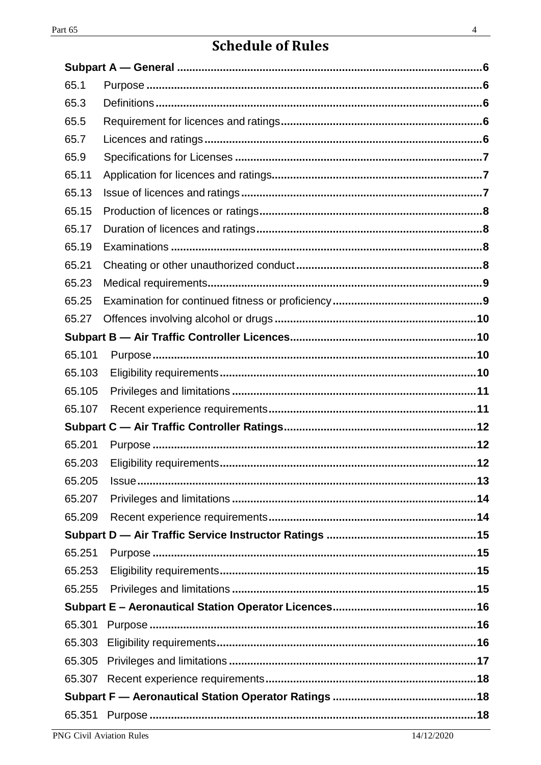# Schedule of Rules

| | | |
|---|---|---|
| **Subpart A — General** | | **6** |
| 65.1 | Purpose | 6 |
| 65.3 | Definitions | 6 |
| 65.5 | Requirement for licences and ratings | 6 |
| 65.7 | Licences and ratings | 6 |
| 65.9 | Specifications for Licenses | 7 |
| 65.11 | Application for licences and ratings | 7 |
| 65.13 | Issue of licences and ratings | 7 |
| 65.15 | Production of licences or ratings | 8 |
| 65.17 | Duration of licences and ratings | 8 |
| 65.19 | Examinations | 8 |
| 65.21 | Cheating or other unauthorized conduct | 8 |
| 65.23 | Medical requirements | 9 |
| 65.25 | Examination for continued fitness or proficiency | 9 |
| 65.27 | Offences involving alcohol or drugs | 10 |
| **Subpart B — Air Traffic Controller Licences** | | **10** |
| 65.101 | Purpose | 10 |
| 65.103 | Eligibility requirements | 10 |
| 65.105 | Privileges and limitations | 11 |
| 65.107 | Recent experience requirements | 11 |
| **Subpart C — Air Traffic Controller Ratings** | | **12** |
| 65.201 | Purpose | 12 |
| 65.203 | Eligibility requirements | 12 |
| 65.205 | Issue | 13 |
| 65.207 | Privileges and limitations | 14 |
| 65.209 | Recent experience requirements | 14 |
| **Subpart D — Air Traffic Service Instructor Ratings** | | **15** |
| 65.251 | Purpose | 15 |
| 65.253 | Eligibility requirements | 15 |
| 65.255 | Privileges and limitations | 15 |
| **Subpart E – Aeronautical Station Operator Licences** | | **16** |
| 65.301 | Purpose | 16 |
| 65.303 | Eligibility requirements | 16 |
| 65.305 | Privileges and limitations | 17 |
| 65.307 | Recent experience requirements | 18 |
| **Subpart F — Aeronautical Station Operator Ratings** | | **18** |
| 65.351 | Purpose | 18 |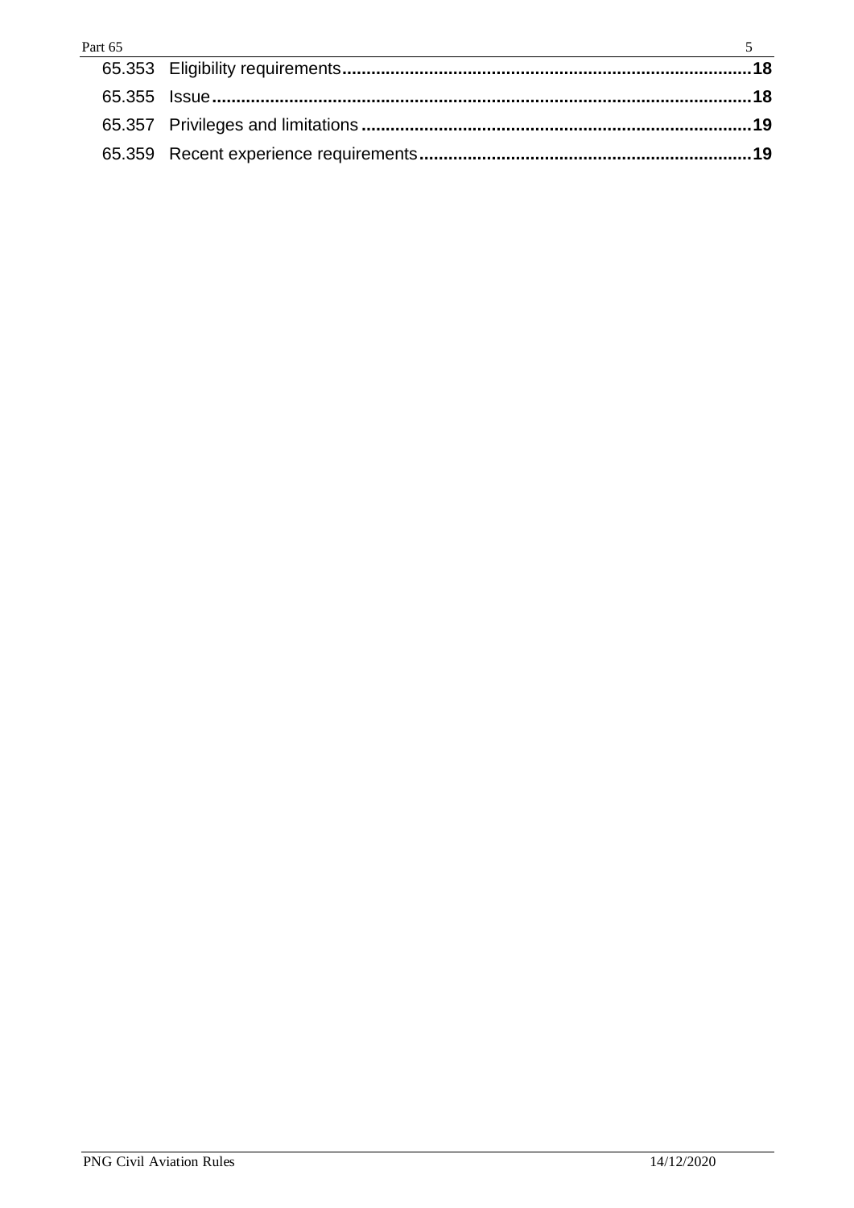65.353 Eligibility requirements....................................................................................18

65.355 Issue..................................................................................................................18

65.357 Privileges and limitations ..................................................................................19

65.359 Recent experience requirements.......................................................................19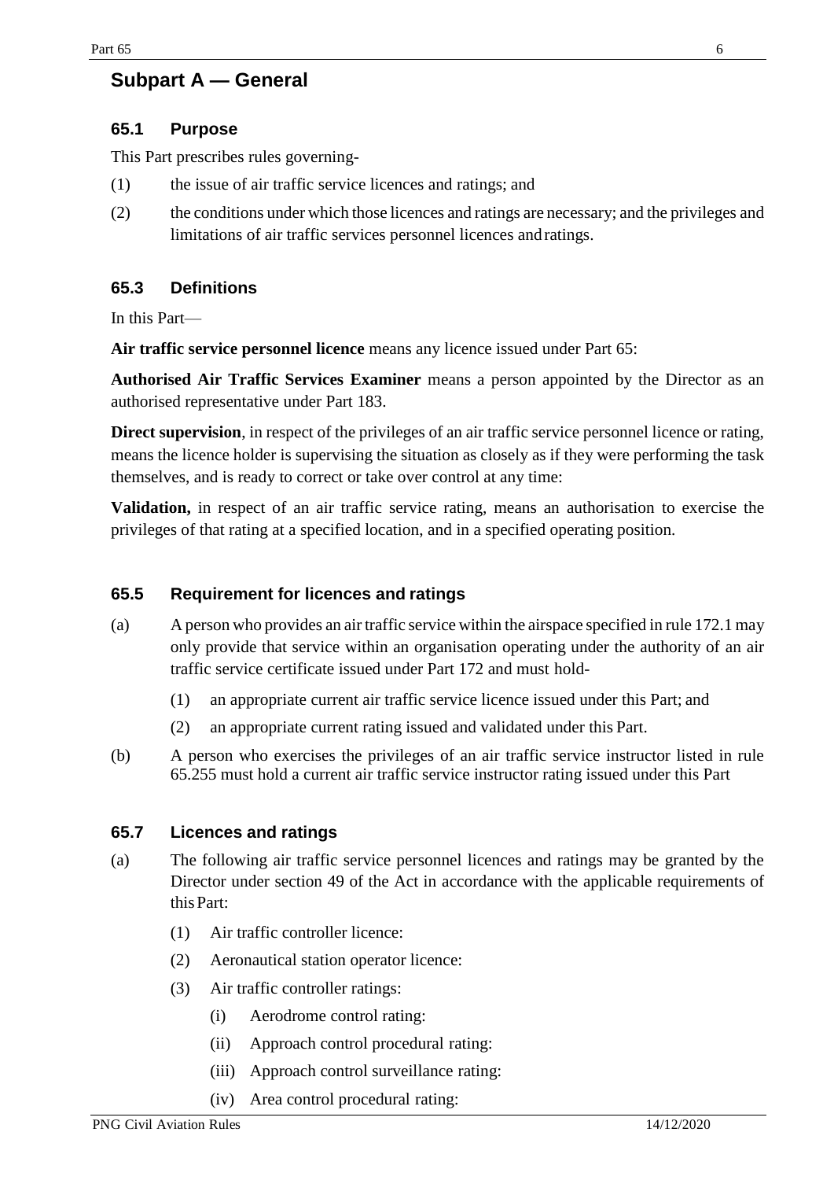# Subpart A — General

## 65.1 Purpose

This Part prescribes rules governing-

(1) the issue of air traffic service licences and ratings; and

(2) the conditions under which those licences and ratings are necessary; and the privileges and limitations of air traffic services personnel licences and ratings.

## 65.3 Definitions

In this Part—

**Air traffic service personnel licence** means any licence issued under Part 65:

**Authorised Air Traffic Services Examiner** means a person appointed by the Director as an authorised representative under Part 183.

**Direct supervision**, in respect of the privileges of an air traffic service personnel licence or rating, means the licence holder is supervising the situation as closely as if they were performing the task themselves, and is ready to correct or take over control at any time:

**Validation,** in respect of an air traffic service rating, means an authorisation to exercise the privileges of that rating at a specified location, and in a specified operating position.

## 65.5 Requirement for licences and ratings

(a) A person who provides an air traffic service within the airspace specified in rule 172.1 may only provide that service within an organisation operating under the authority of an air traffic service certificate issued under Part 172 and must hold-

  (1) an appropriate current air traffic service licence issued under this Part; and

  (2) an appropriate current rating issued and validated under this Part.

(b) A person who exercises the privileges of an air traffic service instructor listed in rule 65.255 must hold a current air traffic service instructor rating issued under this Part

## 65.7 Licences and ratings

(a) The following air traffic service personnel licences and ratings may be granted by the Director under section 49 of the Act in accordance with the applicable requirements of this Part:

  (1) Air traffic controller licence:

  (2) Aeronautical station operator licence:

  (3) Air traffic controller ratings:

    (i) Aerodrome control rating:

    (ii) Approach control procedural rating:

    (iii) Approach control surveillance rating:

    (iv) Area control procedural rating: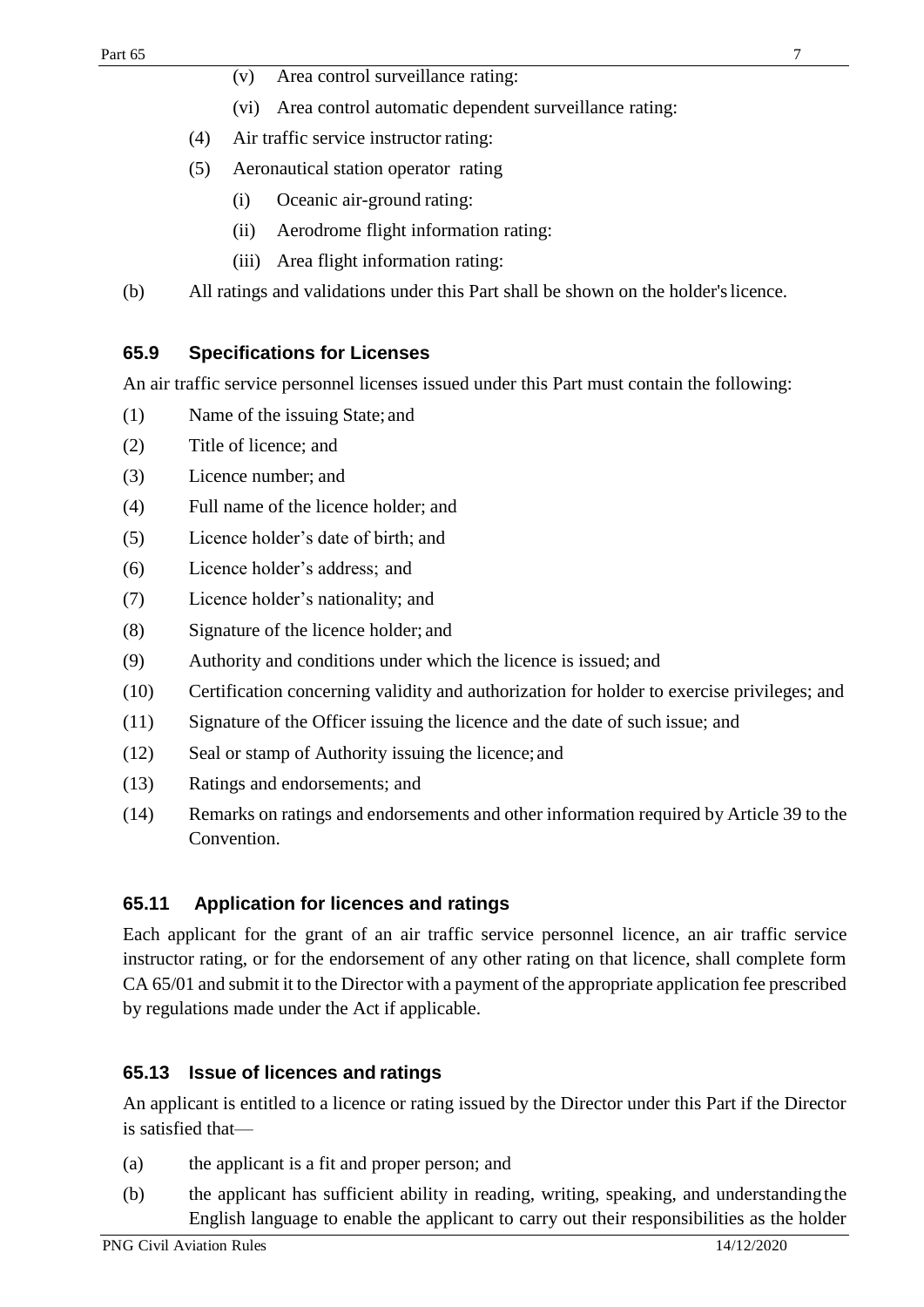(v) Area control surveillance rating:

(vi) Area control automatic dependent surveillance rating:

(4) Air traffic service instructor rating:

(5) Aeronautical station operator rating

(i) Oceanic air-ground rating:

(ii) Aerodrome flight information rating:

(iii) Area flight information rating:

(b) All ratings and validations under this Part shall be shown on the holder's licence.

### 65.9 Specifications for Licenses

An air traffic service personnel licenses issued under this Part must contain the following:

(1) Name of the issuing State; and

(2) Title of licence; and

(3) Licence number; and

(4) Full name of the licence holder; and

(5) Licence holder's date of birth; and

(6) Licence holder's address; and

(7) Licence holder's nationality; and

(8) Signature of the licence holder; and

(9) Authority and conditions under which the licence is issued; and

(10) Certification concerning validity and authorization for holder to exercise privileges; and

(11) Signature of the Officer issuing the licence and the date of such issue; and

(12) Seal or stamp of Authority issuing the licence; and

(13) Ratings and endorsements; and

(14) Remarks on ratings and endorsements and other information required by Article 39 to the Convention.

### 65.11 Application for licences and ratings

Each applicant for the grant of an air traffic service personnel licence, an air traffic service instructor rating, or for the endorsement of any other rating on that licence, shall complete form CA 65/01 and submit it to the Director with a payment of the appropriate application fee prescribed by regulations made under the Act if applicable.

### 65.13 Issue of licences and ratings

An applicant is entitled to a licence or rating issued by the Director under this Part if the Director is satisfied that—

(a) the applicant is a fit and proper person; and

(b) the applicant has sufficient ability in reading, writing, speaking, and understanding the English language to enable the applicant to carry out their responsibilities as the holder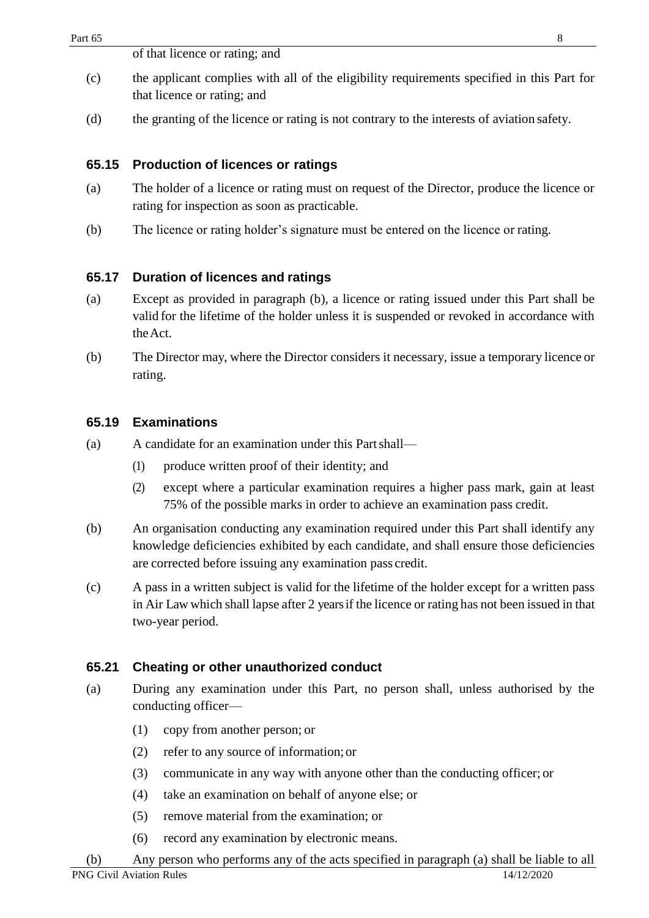of that licence or rating; and

(c) the applicant complies with all of the eligibility requirements specified in this Part for that licence or rating; and

(d) the granting of the licence or rating is not contrary to the interests of aviation safety.

### 65.15 Production of licences or ratings

(a) The holder of a licence or rating must on request of the Director, produce the licence or rating for inspection as soon as practicable.

(b) The licence or rating holder's signature must be entered on the licence or rating.

### 65.17 Duration of licences and ratings

(a) Except as provided in paragraph (b), a licence or rating issued under this Part shall be valid for the lifetime of the holder unless it is suspended or revoked in accordance with the Act.

(b) The Director may, where the Director considers it necessary, issue a temporary licence or rating.

### 65.19 Examinations

(a) A candidate for an examination under this Part shall—

   (1) produce written proof of their identity; and

   (2) except where a particular examination requires a higher pass mark, gain at least 75% of the possible marks in order to achieve an examination pass credit.

(b) An organisation conducting any examination required under this Part shall identify any knowledge deficiencies exhibited by each candidate, and shall ensure those deficiencies are corrected before issuing any examination pass credit.

(c) A pass in a written subject is valid for the lifetime of the holder except for a written pass in Air Law which shall lapse after 2 years if the licence or rating has not been issued in that two-year period.

### 65.21 Cheating or other unauthorized conduct

(a) During any examination under this Part, no person shall, unless authorised by the conducting officer—

   (1) copy from another person; or

   (2) refer to any source of information; or

   (3) communicate in any way with anyone other than the conducting officer; or

   (4) take an examination on behalf of anyone else; or

   (5) remove material from the examination; or

   (6) record any examination by electronic means.

(b) Any person who performs any of the acts specified in paragraph (a) shall be liable to all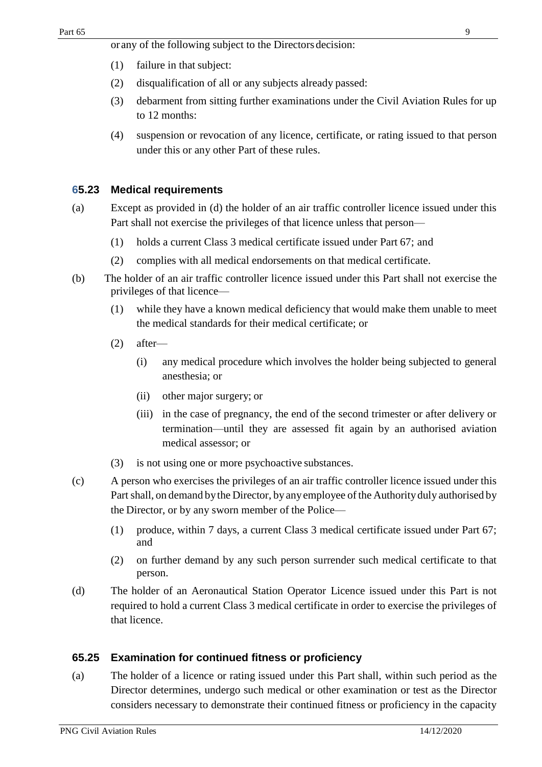or any of the following subject to the Directors decision:

(1) failure in that subject:

(2) disqualification of all or any subjects already passed:

(3) debarment from sitting further examinations under the Civil Aviation Rules for up to 12 months:

(4) suspension or revocation of any licence, certificate, or rating issued to that person under this or any other Part of these rules.

### 65.23 Medical requirements

(a) Except as provided in (d) the holder of an air traffic controller licence issued under this Part shall not exercise the privileges of that licence unless that person—

(1) holds a current Class 3 medical certificate issued under Part 67; and

(2) complies with all medical endorsements on that medical certificate.

(b) The holder of an air traffic controller licence issued under this Part shall not exercise the privileges of that licence—

(1) while they have a known medical deficiency that would make them unable to meet the medical standards for their medical certificate; or

(2) after—

(i) any medical procedure which involves the holder being subjected to general anesthesia; or

(ii) other major surgery; or

(iii) in the case of pregnancy, the end of the second trimester or after delivery or termination—until they are assessed fit again by an authorised aviation medical assessor; or

(3) is not using one or more psychoactive substances.

(c) A person who exercises the privileges of an air traffic controller licence issued under this Part shall, on demand by the Director, by any employee of the Authority duly authorised by the Director, or by any sworn member of the Police—

(1) produce, within 7 days, a current Class 3 medical certificate issued under Part 67; and

(2) on further demand by any such person surrender such medical certificate to that person.

(d) The holder of an Aeronautical Station Operator Licence issued under this Part is not required to hold a current Class 3 medical certificate in order to exercise the privileges of that licence.

### 65.25 Examination for continued fitness or proficiency

(a) The holder of a licence or rating issued under this Part shall, within such period as the Director determines, undergo such medical or other examination or test as the Director considers necessary to demonstrate their continued fitness or proficiency in the capacity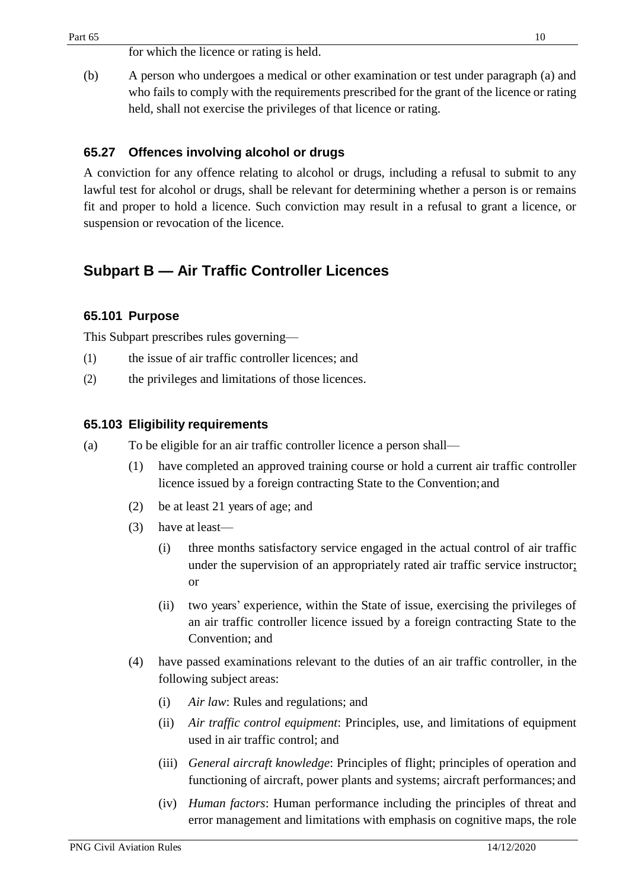for which the licence or rating is held.

(b) A person who undergoes a medical or other examination or test under paragraph (a) and who fails to comply with the requirements prescribed for the grant of the licence or rating held, shall not exercise the privileges of that licence or rating.

### 65.27 Offences involving alcohol or drugs

A conviction for any offence relating to alcohol or drugs, including a refusal to submit to any lawful test for alcohol or drugs, shall be relevant for determining whether a person is or remains fit and proper to hold a licence. Such conviction may result in a refusal to grant a licence, or suspension or revocation of the licence.

## Subpart B — Air Traffic Controller Licences

### 65.101 Purpose

This Subpart prescribes rules governing—

(1) the issue of air traffic controller licences; and

(2) the privileges and limitations of those licences.

### 65.103 Eligibility requirements

(a) To be eligible for an air traffic controller licence a person shall—

  (1) have completed an approved training course or hold a current air traffic controller licence issued by a foreign contracting State to the Convention; and

  (2) be at least 21 years of age; and

  (3) have at least—

    (i) three months satisfactory service engaged in the actual control of air traffic under the supervision of an appropriately rated air traffic service instructor; or

    (ii) two years' experience, within the State of issue, exercising the privileges of an air traffic controller licence issued by a foreign contracting State to the Convention; and

  (4) have passed examinations relevant to the duties of an air traffic controller, in the following subject areas:

    (i) *Air law*: Rules and regulations; and

    (ii) *Air traffic control equipment*: Principles, use, and limitations of equipment used in air traffic control; and

    (iii) *General aircraft knowledge*: Principles of flight; principles of operation and functioning of aircraft, power plants and systems; aircraft performances; and

    (iv) *Human factors*: Human performance including the principles of threat and error management and limitations with emphasis on cognitive maps, the role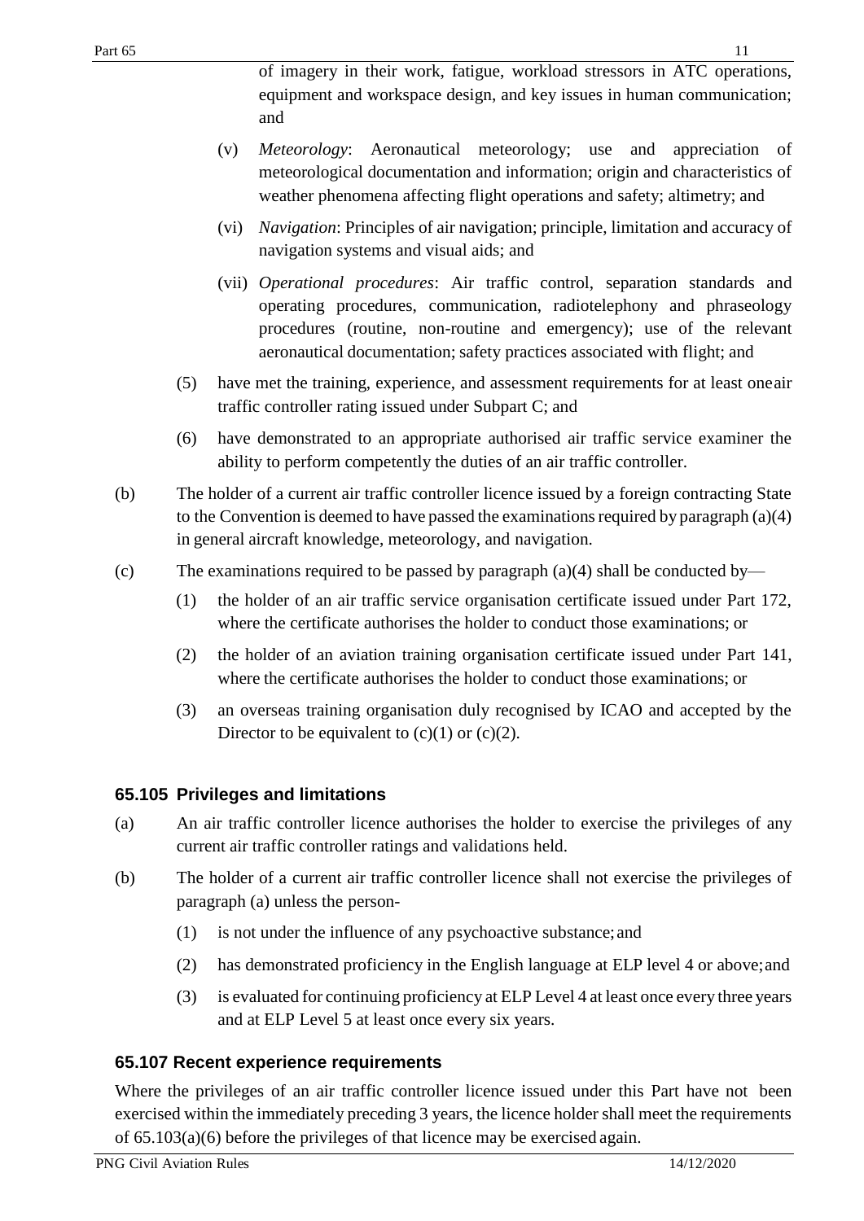of imagery in their work, fatigue, workload stressors in ATC operations, equipment and workspace design, and key issues in human communication; and

(v) *Meteorology*: Aeronautical meteorology; use and appreciation of meteorological documentation and information; origin and characteristics of weather phenomena affecting flight operations and safety; altimetry; and

(vi) *Navigation*: Principles of air navigation; principle, limitation and accuracy of navigation systems and visual aids; and

(vii) *Operational procedures*: Air traffic control, separation standards and operating procedures, communication, radiotelephony and phraseology procedures (routine, non-routine and emergency); use of the relevant aeronautical documentation; safety practices associated with flight; and

(5) have met the training, experience, and assessment requirements for at least one air traffic controller rating issued under Subpart C; and

(6) have demonstrated to an appropriate authorised air traffic service examiner the ability to perform competently the duties of an air traffic controller.

(b) The holder of a current air traffic controller licence issued by a foreign contracting State to the Convention is deemed to have passed the examinations required by paragraph (a)(4) in general aircraft knowledge, meteorology, and navigation.

(c) The examinations required to be passed by paragraph (a)(4) shall be conducted by—

(1) the holder of an air traffic service organisation certificate issued under Part 172, where the certificate authorises the holder to conduct those examinations; or

(2) the holder of an aviation training organisation certificate issued under Part 141, where the certificate authorises the holder to conduct those examinations; or

(3) an overseas training organisation duly recognised by ICAO and accepted by the Director to be equivalent to (c)(1) or (c)(2).

### 65.105 Privileges and limitations

(a) An air traffic controller licence authorises the holder to exercise the privileges of any current air traffic controller ratings and validations held.

(b) The holder of a current air traffic controller licence shall not exercise the privileges of paragraph (a) unless the person-

(1) is not under the influence of any psychoactive substance; and

(2) has demonstrated proficiency in the English language at ELP level 4 or above; and

(3) is evaluated for continuing proficiency at ELP Level 4 at least once every three years and at ELP Level 5 at least once every six years.

### 65.107 Recent experience requirements

Where the privileges of an air traffic controller licence issued under this Part have not been exercised within the immediately preceding 3 years, the licence holder shall meet the requirements of 65.103(a)(6) before the privileges of that licence may be exercised again.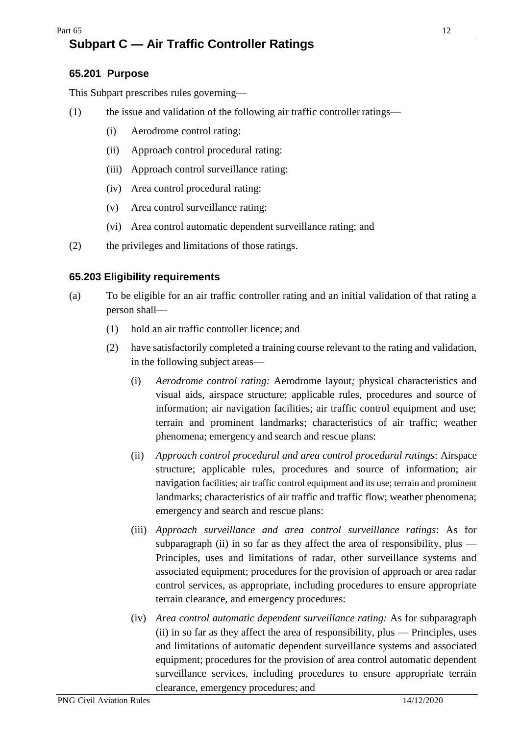## Subpart C — Air Traffic Controller Ratings

### 65.201 Purpose

This Subpart prescribes rules governing—

(1) the issue and validation of the following air traffic controller ratings—

- (i) Aerodrome control rating:
- (ii) Approach control procedural rating:
- (iii) Approach control surveillance rating:
- (iv) Area control procedural rating:
- (v) Area control surveillance rating:
- (vi) Area control automatic dependent surveillance rating; and

(2) the privileges and limitations of those ratings.

### 65.203 Eligibility requirements

(a) To be eligible for an air traffic controller rating and an initial validation of that rating a person shall—

- (1) hold an air traffic controller licence; and
- (2) have satisfactorily completed a training course relevant to the rating and validation, in the following subject areas—
  - (i) *Aerodrome control rating:* Aerodrome layout*;* physical characteristics and visual aids, airspace structure; applicable rules, procedures and source of information; air navigation facilities; air traffic control equipment and use; terrain and prominent landmarks; characteristics of air traffic; weather phenomena; emergency and search and rescue plans:
  - (ii) *Approach control procedural and area control procedural ratings*: Airspace structure; applicable rules, procedures and source of information; air navigation facilities; air traffic control equipment and its use; terrain and prominent landmarks; characteristics of air traffic and traffic flow; weather phenomena; emergency and search and rescue plans:
  - (iii) *Approach surveillance and area control surveillance ratings*: As for subparagraph (ii) in so far as they affect the area of responsibility, plus — Principles, uses and limitations of radar, other surveillance systems and associated equipment; procedures for the provision of approach or area radar control services, as appropriate, including procedures to ensure appropriate terrain clearance, and emergency procedures:
  - (iv) *Area control automatic dependent surveillance rating:* As for subparagraph (ii) in so far as they affect the area of responsibility, plus — Principles, uses and limitations of automatic dependent surveillance systems and associated equipment; procedures for the provision of area control automatic dependent surveillance services, including procedures to ensure appropriate terrain clearance, emergency procedures; and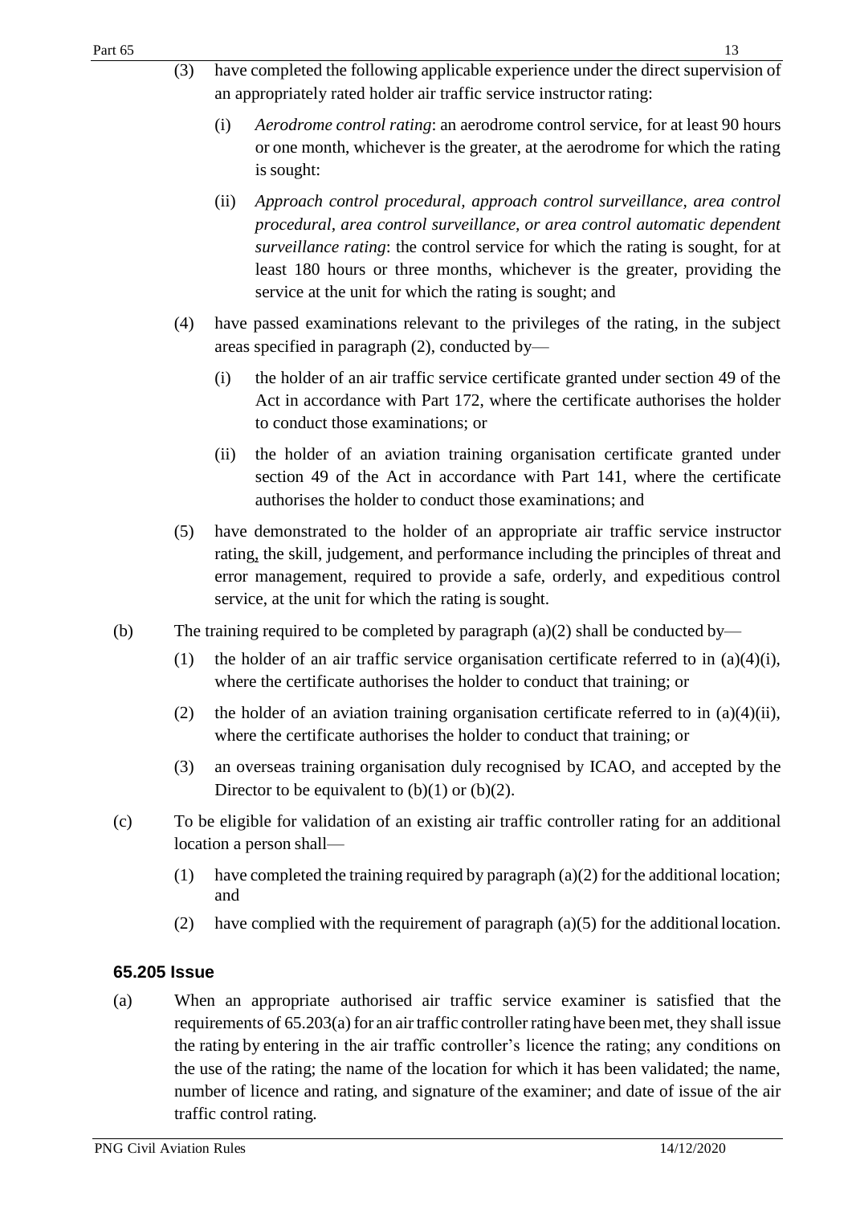(3) have completed the following applicable experience under the direct supervision of an appropriately rated holder air traffic service instructor rating:

   (i) *Aerodrome control rating*: an aerodrome control service, for at least 90 hours or one month, whichever is the greater, at the aerodrome for which the rating is sought:

   (ii) *Approach control procedural, approach control surveillance, area control procedural, area control surveillance, or area control automatic dependent surveillance rating*: the control service for which the rating is sought, for at least 180 hours or three months, whichever is the greater, providing the service at the unit for which the rating is sought; and

(4) have passed examinations relevant to the privileges of the rating, in the subject areas specified in paragraph (2), conducted by—

   (i) the holder of an air traffic service certificate granted under section 49 of the Act in accordance with Part 172, where the certificate authorises the holder to conduct those examinations; or

   (ii) the holder of an aviation training organisation certificate granted under section 49 of the Act in accordance with Part 141, where the certificate authorises the holder to conduct those examinations; and

(5) have demonstrated to the holder of an appropriate air traffic service instructor rating, the skill, judgement, and performance including the principles of threat and error management, required to provide a safe, orderly, and expeditious control service, at the unit for which the rating is sought.

(b) The training required to be completed by paragraph (a)(2) shall be conducted by—

   (1) the holder of an air traffic service organisation certificate referred to in (a)(4)(i), where the certificate authorises the holder to conduct that training; or

   (2) the holder of an aviation training organisation certificate referred to in (a)(4)(ii), where the certificate authorises the holder to conduct that training; or

   (3) an overseas training organisation duly recognised by ICAO, and accepted by the Director to be equivalent to (b)(1) or (b)(2).

(c) To be eligible for validation of an existing air traffic controller rating for an additional location a person shall—

   (1) have completed the training required by paragraph (a)(2) for the additional location; and

   (2) have complied with the requirement of paragraph (a)(5) for the additional location.

### 65.205 Issue

(a) When an appropriate authorised air traffic service examiner is satisfied that the requirements of 65.203(a) for an air traffic controller rating have been met, they shall issue the rating by entering in the air traffic controller's licence the rating; any conditions on the use of the rating; the name of the location for which it has been validated; the name, number of licence and rating, and signature of the examiner; and date of issue of the air traffic control rating.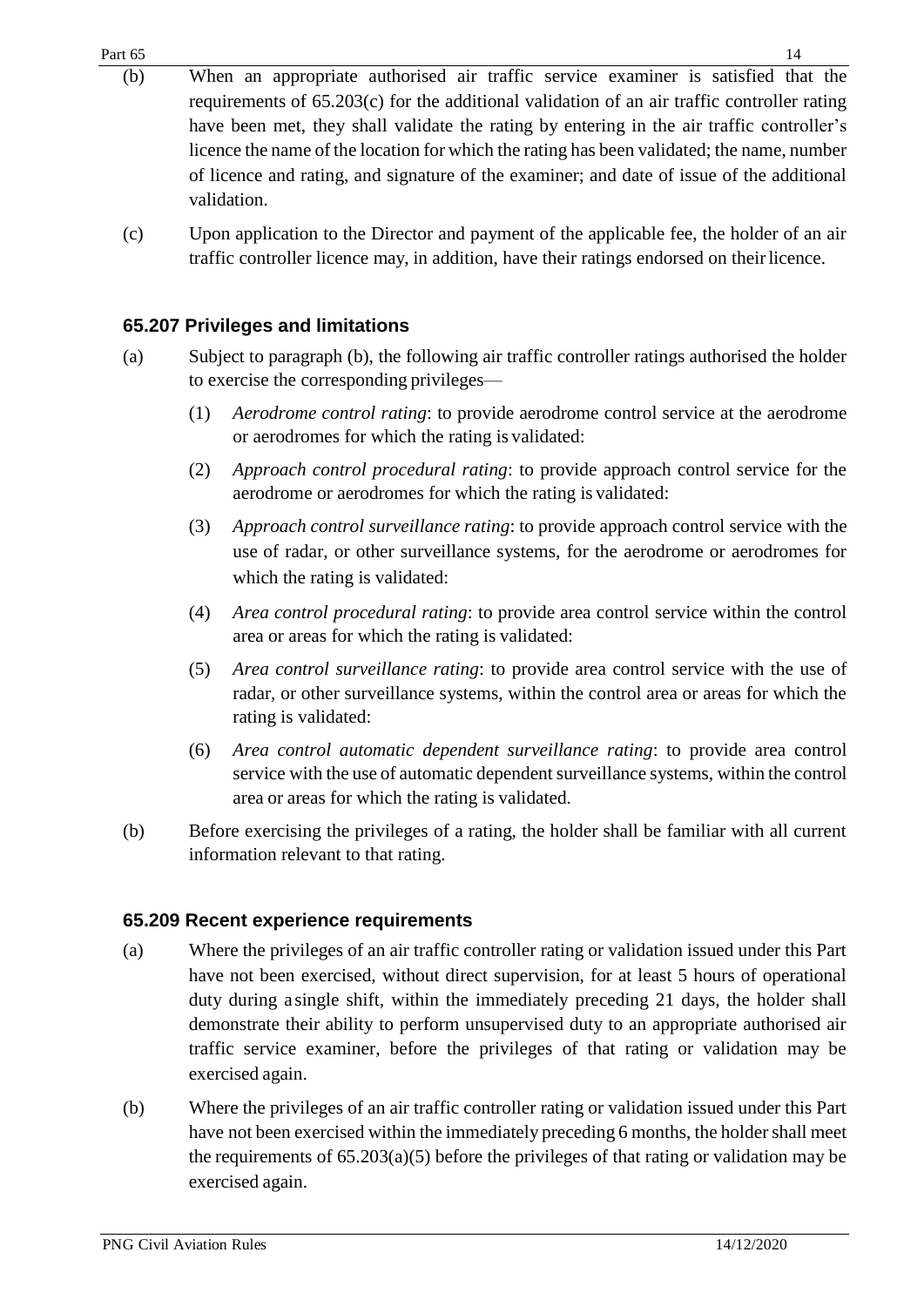(b) When an appropriate authorised air traffic service examiner is satisfied that the requirements of 65.203(c) for the additional validation of an air traffic controller rating have been met, they shall validate the rating by entering in the air traffic controller's licence the name of the location for which the rating has been validated; the name, number of licence and rating, and signature of the examiner; and date of issue of the additional validation.

(c) Upon application to the Director and payment of the applicable fee, the holder of an air traffic controller licence may, in addition, have their ratings endorsed on their licence.

### 65.207 Privileges and limitations

(a) Subject to paragraph (b), the following air traffic controller ratings authorised the holder to exercise the corresponding privileges—

(1) *Aerodrome control rating*: to provide aerodrome control service at the aerodrome or aerodromes for which the rating is validated:

(2) *Approach control procedural rating*: to provide approach control service for the aerodrome or aerodromes for which the rating is validated:

(3) *Approach control surveillance rating*: to provide approach control service with the use of radar, or other surveillance systems, for the aerodrome or aerodromes for which the rating is validated:

(4) *Area control procedural rating*: to provide area control service within the control area or areas for which the rating is validated:

(5) *Area control surveillance rating*: to provide area control service with the use of radar, or other surveillance systems, within the control area or areas for which the rating is validated:

(6) *Area control automatic dependent surveillance rating*: to provide area control service with the use of automatic dependent surveillance systems, within the control area or areas for which the rating is validated.

(b) Before exercising the privileges of a rating, the holder shall be familiar with all current information relevant to that rating.

### 65.209 Recent experience requirements

(a) Where the privileges of an air traffic controller rating or validation issued under this Part have not been exercised, without direct supervision, for at least 5 hours of operational duty during a single shift, within the immediately preceding 21 days, the holder shall demonstrate their ability to perform unsupervised duty to an appropriate authorised air traffic service examiner, before the privileges of that rating or validation may be exercised again.

(b) Where the privileges of an air traffic controller rating or validation issued under this Part have not been exercised within the immediately preceding 6 months, the holder shall meet the requirements of 65.203(a)(5) before the privileges of that rating or validation may be exercised again.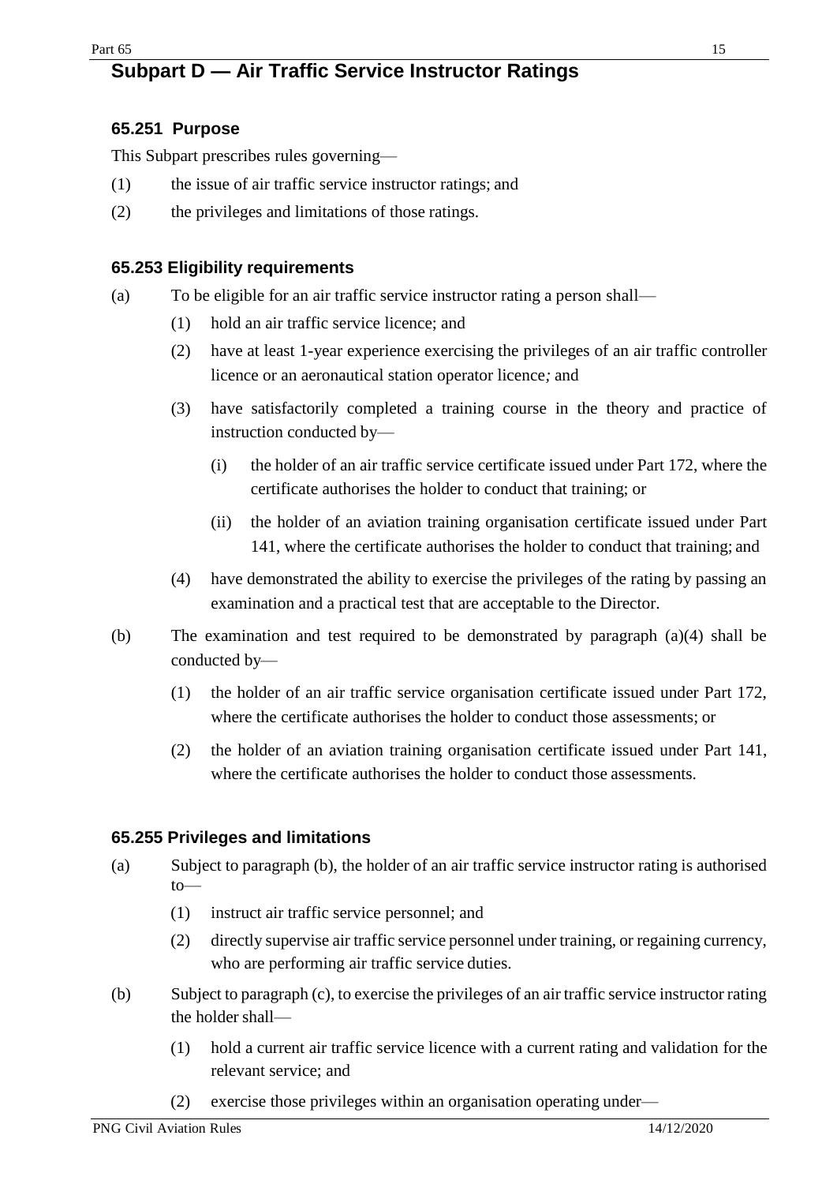## Subpart D — Air Traffic Service Instructor Ratings

### 65.251 Purpose

This Subpart prescribes rules governing—

(1) the issue of air traffic service instructor ratings; and

(2) the privileges and limitations of those ratings.

### 65.253 Eligibility requirements

(a) To be eligible for an air traffic service instructor rating a person shall—

   (1) hold an air traffic service licence; and

   (2) have at least 1-year experience exercising the privileges of an air traffic controller licence or an aeronautical station operator licence*;* and

   (3) have satisfactorily completed a training course in the theory and practice of instruction conducted by—

      (i) the holder of an air traffic service certificate issued under Part 172, where the certificate authorises the holder to conduct that training; or

      (ii) the holder of an aviation training organisation certificate issued under Part 141, where the certificate authorises the holder to conduct that training; and

   (4) have demonstrated the ability to exercise the privileges of the rating by passing an examination and a practical test that are acceptable to the Director.

(b) The examination and test required to be demonstrated by paragraph (a)(4) shall be conducted by—

   (1) the holder of an air traffic service organisation certificate issued under Part 172, where the certificate authorises the holder to conduct those assessments; or

   (2) the holder of an aviation training organisation certificate issued under Part 141, where the certificate authorises the holder to conduct those assessments.

### 65.255 Privileges and limitations

(a) Subject to paragraph (b), the holder of an air traffic service instructor rating is authorised to—

   (1) instruct air traffic service personnel; and

   (2) directly supervise air traffic service personnel under training, or regaining currency, who are performing air traffic service duties.

(b) Subject to paragraph (c), to exercise the privileges of an air traffic service instructor rating the holder shall—

   (1) hold a current air traffic service licence with a current rating and validation for the relevant service; and

   (2) exercise those privileges within an organisation operating under—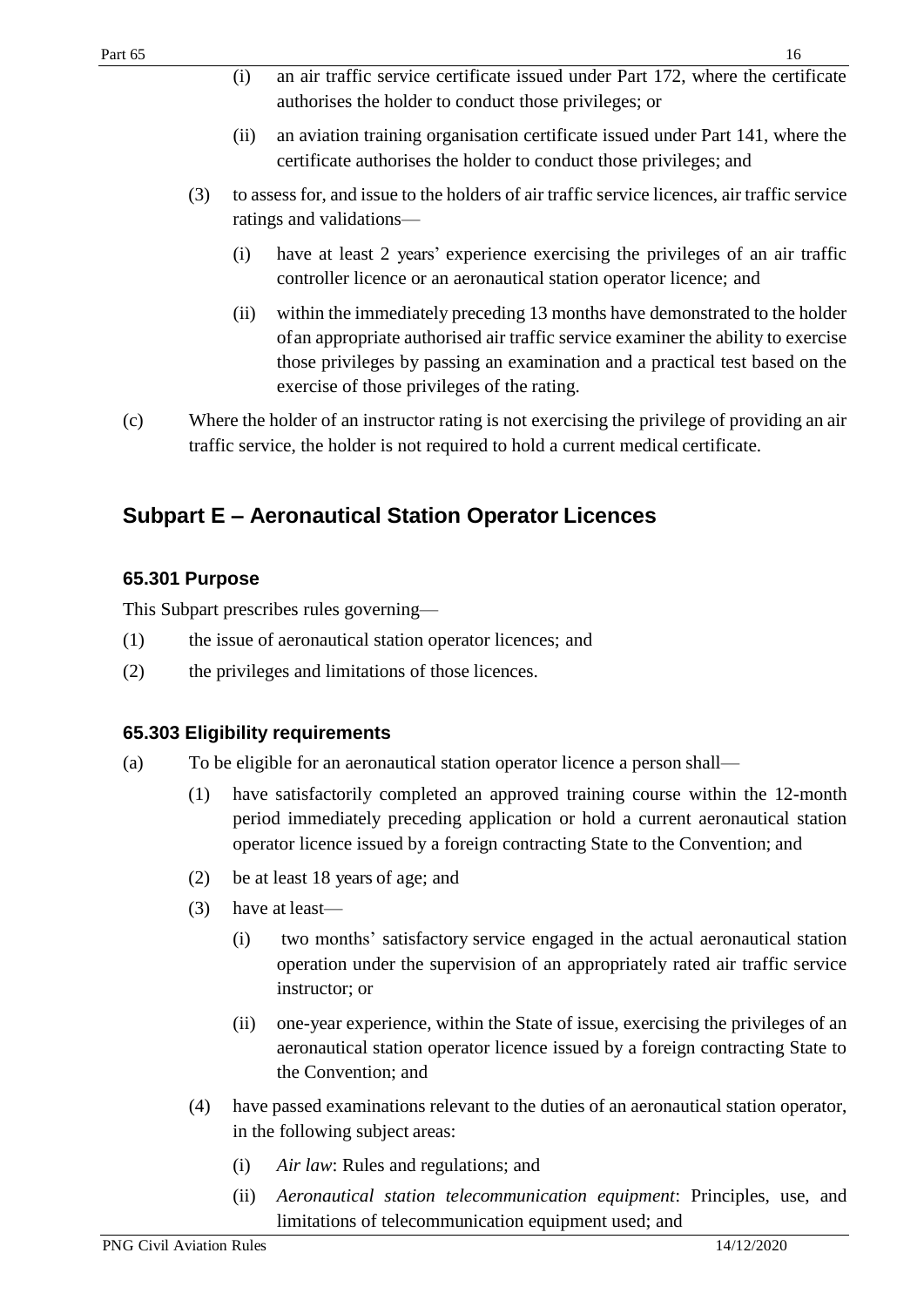(i) an air traffic service certificate issued under Part 172, where the certificate authorises the holder to conduct those privileges; or

(ii) an aviation training organisation certificate issued under Part 141, where the certificate authorises the holder to conduct those privileges; and

(3) to assess for, and issue to the holders of air traffic service licences, air traffic service ratings and validations—

(i) have at least 2 years' experience exercising the privileges of an air traffic controller licence or an aeronautical station operator licence; and

(ii) within the immediately preceding 13 months have demonstrated to the holder of an appropriate authorised air traffic service examiner the ability to exercise those privileges by passing an examination and a practical test based on the exercise of those privileges of the rating.

(c) Where the holder of an instructor rating is not exercising the privilege of providing an air traffic service, the holder is not required to hold a current medical certificate.

## Subpart E – Aeronautical Station Operator Licences

### 65.301 Purpose

This Subpart prescribes rules governing—

(1) the issue of aeronautical station operator licences; and

(2) the privileges and limitations of those licences.

### 65.303 Eligibility requirements

(a) To be eligible for an aeronautical station operator licence a person shall—

(1) have satisfactorily completed an approved training course within the 12-month period immediately preceding application or hold a current aeronautical station operator licence issued by a foreign contracting State to the Convention; and

(2) be at least 18 years of age; and

(3) have at least—

(i) two months' satisfactory service engaged in the actual aeronautical station operation under the supervision of an appropriately rated air traffic service instructor; or

(ii) one-year experience, within the State of issue, exercising the privileges of an aeronautical station operator licence issued by a foreign contracting State to the Convention; and

(4) have passed examinations relevant to the duties of an aeronautical station operator, in the following subject areas:

(i) *Air law*: Rules and regulations; and

(ii) *Aeronautical station telecommunication equipment*: Principles, use, and limitations of telecommunication equipment used; and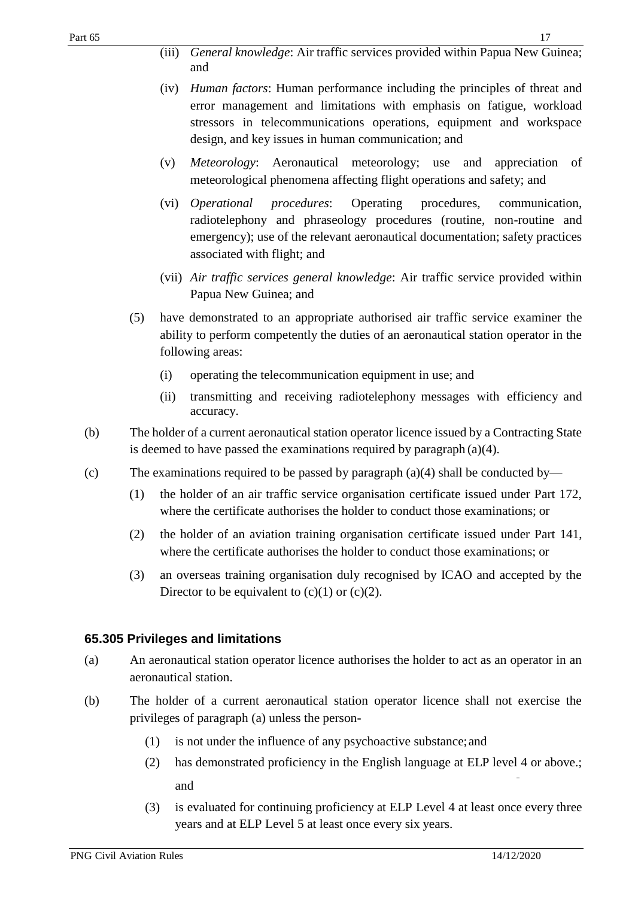(iii) *General knowledge*: Air traffic services provided within Papua New Guinea; and

(iv) *Human factors*: Human performance including the principles of threat and error management and limitations with emphasis on fatigue, workload stressors in telecommunications operations, equipment and workspace design, and key issues in human communication; and

(v) *Meteorology*: Aeronautical meteorology; use and appreciation of meteorological phenomena affecting flight operations and safety; and

(vi) *Operational procedures*: Operating procedures, communication, radiotelephony and phraseology procedures (routine, non-routine and emergency); use of the relevant aeronautical documentation; safety practices associated with flight; and

(vii) *Air traffic services general knowledge*: Air traffic service provided within Papua New Guinea; and

(5) have demonstrated to an appropriate authorised air traffic service examiner the ability to perform competently the duties of an aeronautical station operator in the following areas:

(i) operating the telecommunication equipment in use; and

(ii) transmitting and receiving radiotelephony messages with efficiency and accuracy.

(b) The holder of a current aeronautical station operator licence issued by a Contracting State is deemed to have passed the examinations required by paragraph (a)(4).

(c) The examinations required to be passed by paragraph (a)(4) shall be conducted by—

(1) the holder of an air traffic service organisation certificate issued under Part 172, where the certificate authorises the holder to conduct those examinations; or

(2) the holder of an aviation training organisation certificate issued under Part 141, where the certificate authorises the holder to conduct those examinations; or

(3) an overseas training organisation duly recognised by ICAO and accepted by the Director to be equivalent to (c)(1) or (c)(2).

### 65.305 Privileges and limitations

(a) An aeronautical station operator licence authorises the holder to act as an operator in an aeronautical station.

(b) The holder of a current aeronautical station operator licence shall not exercise the privileges of paragraph (a) unless the person-

(1) is not under the influence of any psychoactive substance; and

(2) has demonstrated proficiency in the English language at ELP level 4 or above.; and

(3) is evaluated for continuing proficiency at ELP Level 4 at least once every three years and at ELP Level 5 at least once every six years.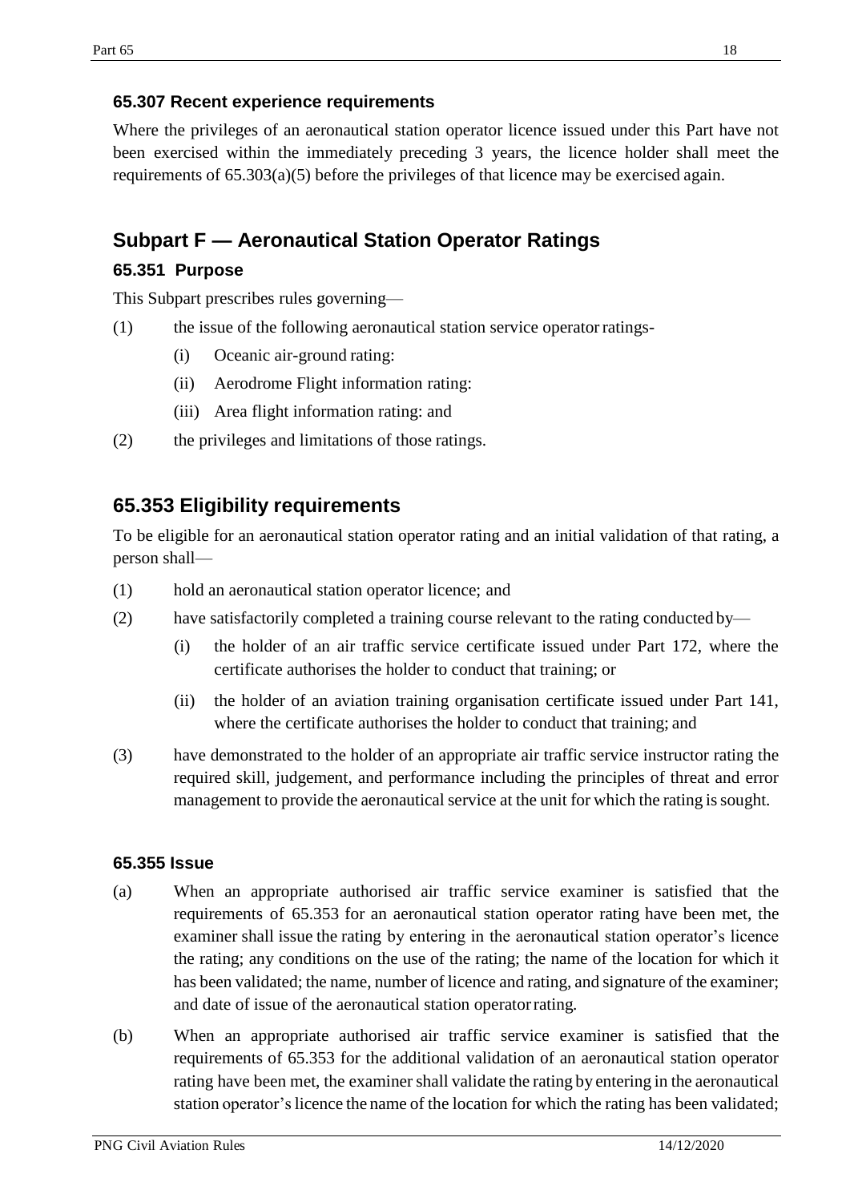### 65.307 Recent experience requirements

Where the privileges of an aeronautical station operator licence issued under this Part have not been exercised within the immediately preceding 3 years, the licence holder shall meet the requirements of 65.303(a)(5) before the privileges of that licence may be exercised again.

## Subpart F — Aeronautical Station Operator Ratings

### 65.351 Purpose

This Subpart prescribes rules governing—

(1) the issue of the following aeronautical station service operator ratings-

  (i) Oceanic air-ground rating:

  (ii) Aerodrome Flight information rating:

  (iii) Area flight information rating: and

(2) the privileges and limitations of those ratings.

## 65.353 Eligibility requirements

To be eligible for an aeronautical station operator rating and an initial validation of that rating, a person shall—

(1) hold an aeronautical station operator licence; and

(2) have satisfactorily completed a training course relevant to the rating conducted by—

  (i) the holder of an air traffic service certificate issued under Part 172, where the certificate authorises the holder to conduct that training; or

  (ii) the holder of an aviation training organisation certificate issued under Part 141, where the certificate authorises the holder to conduct that training; and

(3) have demonstrated to the holder of an appropriate air traffic service instructor rating the required skill, judgement, and performance including the principles of threat and error management to provide the aeronautical service at the unit for which the rating is sought.

### 65.355 Issue

(a) When an appropriate authorised air traffic service examiner is satisfied that the requirements of 65.353 for an aeronautical station operator rating have been met, the examiner shall issue the rating by entering in the aeronautical station operator's licence the rating; any conditions on the use of the rating; the name of the location for which it has been validated; the name, number of licence and rating, and signature of the examiner; and date of issue of the aeronautical station operator rating.

(b) When an appropriate authorised air traffic service examiner is satisfied that the requirements of 65.353 for the additional validation of an aeronautical station operator rating have been met, the examiner shall validate the rating by entering in the aeronautical station operator's licence the name of the location for which the rating has been validated;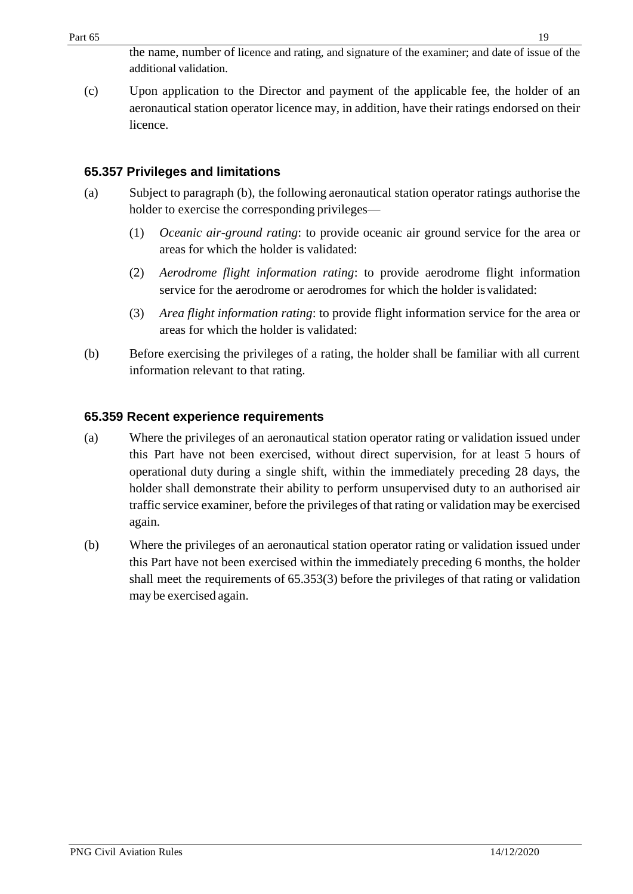the name, number of licence and rating, and signature of the examiner; and date of issue of the additional validation.

(c) Upon application to the Director and payment of the applicable fee, the holder of an aeronautical station operator licence may, in addition, have their ratings endorsed on their licence.

### 65.357 Privileges and limitations

(a) Subject to paragraph (b), the following aeronautical station operator ratings authorise the holder to exercise the corresponding privileges—

(1) *Oceanic air-ground rating*: to provide oceanic air ground service for the area or areas for which the holder is validated:

(2) *Aerodrome flight information rating*: to provide aerodrome flight information service for the aerodrome or aerodromes for which the holder is validated:

(3) *Area flight information rating*: to provide flight information service for the area or areas for which the holder is validated:

(b) Before exercising the privileges of a rating, the holder shall be familiar with all current information relevant to that rating.

### 65.359 Recent experience requirements

(a) Where the privileges of an aeronautical station operator rating or validation issued under this Part have not been exercised, without direct supervision, for at least 5 hours of operational duty during a single shift, within the immediately preceding 28 days, the holder shall demonstrate their ability to perform unsupervised duty to an authorised air traffic service examiner, before the privileges of that rating or validation may be exercised again.

(b) Where the privileges of an aeronautical station operator rating or validation issued under this Part have not been exercised within the immediately preceding 6 months, the holder shall meet the requirements of 65.353(3) before the privileges of that rating or validation may be exercised again.